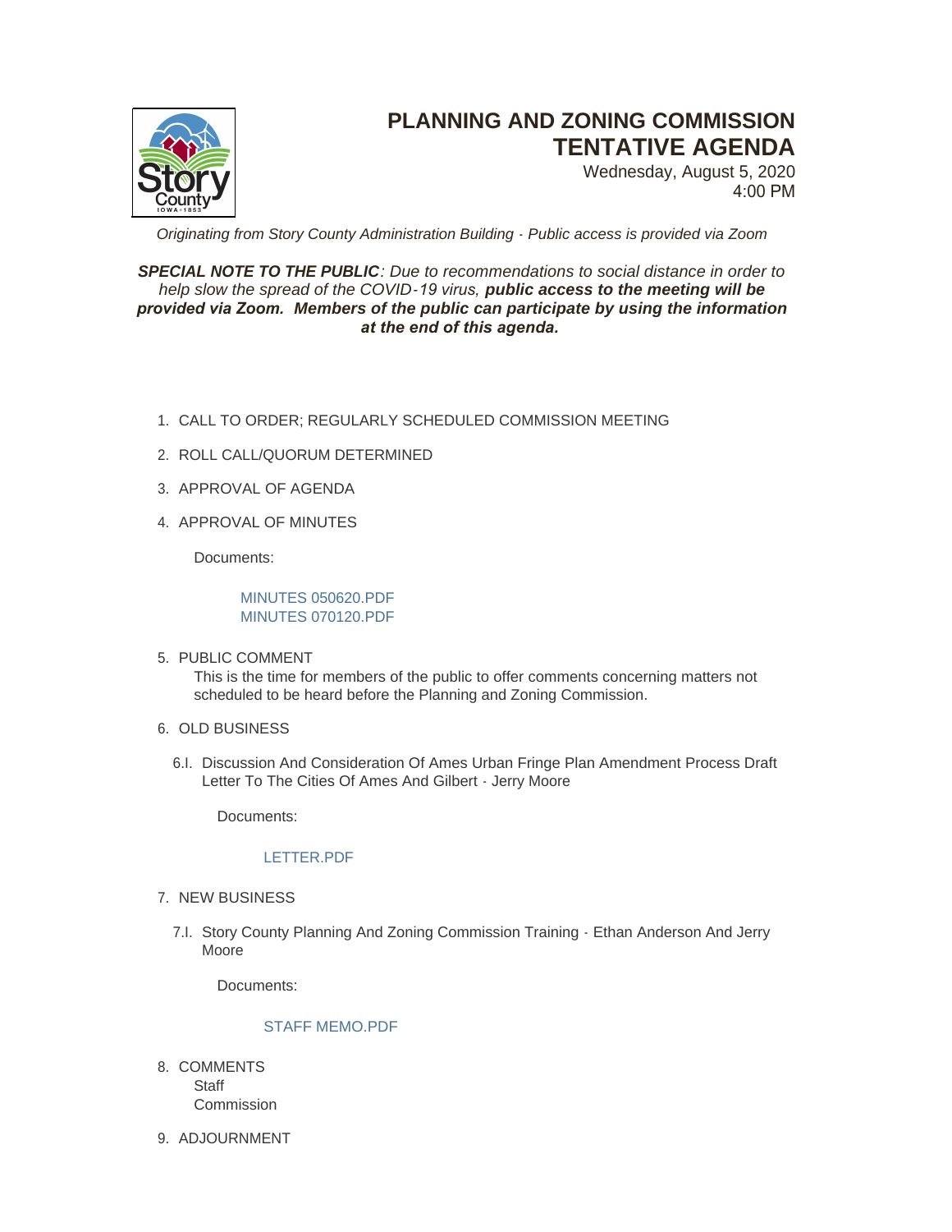# PLANNING AND ZONING COMMISSION TENTATIVE AGENDA

Wednesday, August 5, 2020
4:00 PM

*Originating from Story County Administration Building - Public access is provided via Zoom*

***SPECIAL NOTE TO THE PUBLIC**: Due to recommendations to social distance in order to help slow the spread of the COVID-19 virus, **public access to the meeting will be provided via Zoom. Members of the public can participate by using the information at the end of this agenda.***

1. CALL TO ORDER; REGULARLY SCHEDULED COMMISSION MEETING
2. ROLL CALL/QUORUM DETERMINED
3. APPROVAL OF AGENDA
4. APPROVAL OF MINUTES

   Documents:

   MINUTES 050620.PDF
   MINUTES 070120.PDF

5. PUBLIC COMMENT

   This is the time for members of the public to offer comments concerning matters not scheduled to be heard before the Planning and Zoning Commission.

6. OLD BUSINESS

   6.I. Discussion And Consideration Of Ames Urban Fringe Plan Amendment Process Draft Letter To The Cities Of Ames And Gilbert - Jerry Moore

   Documents:

   LETTER.PDF

7. NEW BUSINESS

   7.I. Story County Planning And Zoning Commission Training - Ethan Anderson And Jerry Moore

   Documents:

   STAFF MEMO.PDF

8. COMMENTS

   Staff
   Commission

9. ADJOURNMENT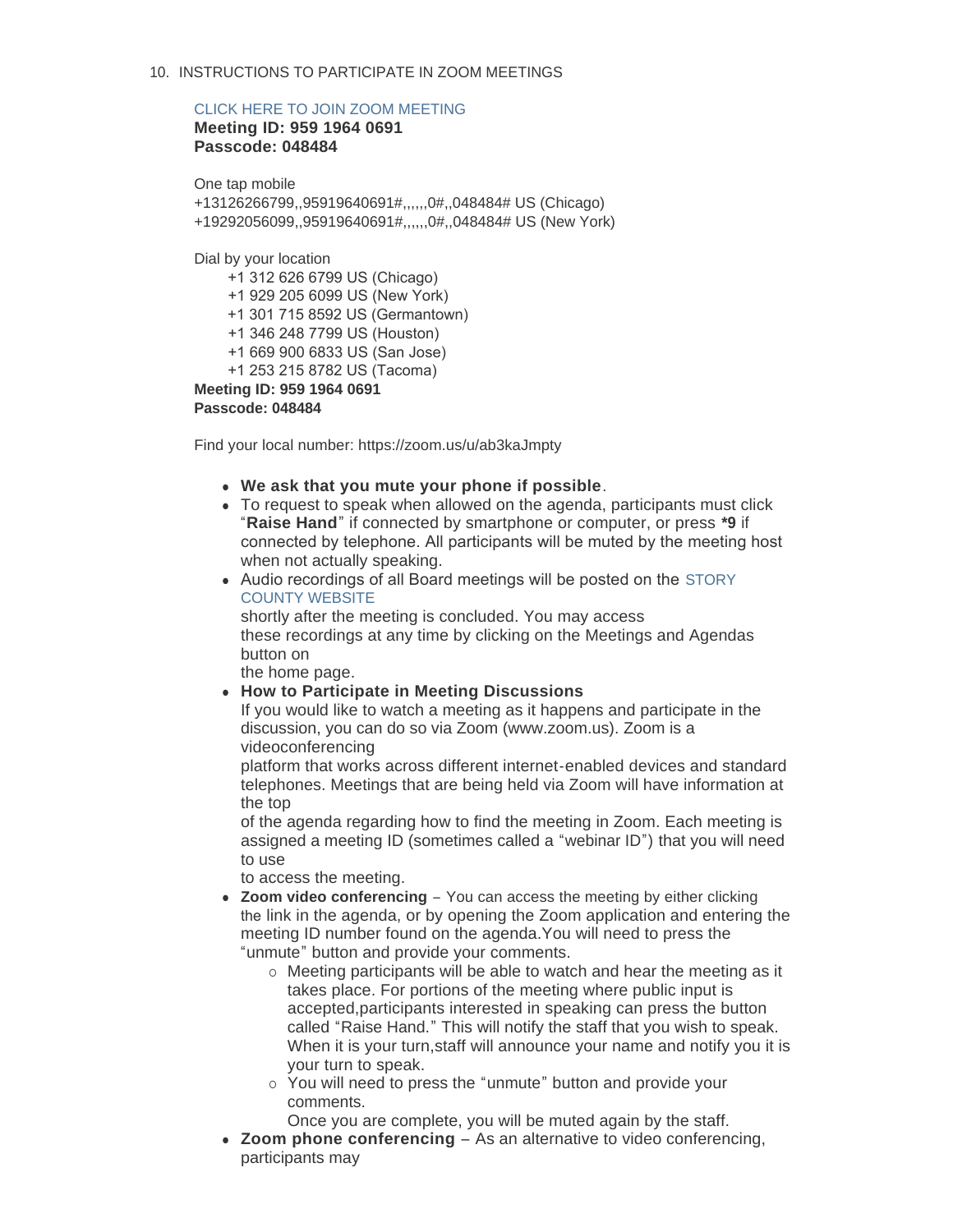10. INSTRUCTIONS TO PARTICIPATE IN ZOOM MEETINGS

CLICK HERE TO JOIN ZOOM MEETING
**Meeting ID: 959 1964 0691**
**Passcode: 048484**

One tap mobile
+13126266799,,95919640691#,,,,,,0#,,048484# US (Chicago)
+19292056099,,95919640691#,,,,,,0#,,048484# US (New York)

Dial by your location
+1 312 626 6799 US (Chicago)
+1 929 205 6099 US (New York)
+1 301 715 8592 US (Germantown)
+1 346 248 7799 US (Houston)
+1 669 900 6833 US (San Jose)
+1 253 215 8782 US (Tacoma)
**Meeting ID: 959 1964 0691**
**Passcode: 048484**

Find your local number: https://zoom.us/u/ab3kaJmpty

- **We ask that you mute your phone if possible**.
- To request to speak when allowed on the agenda, participants must click "**Raise Hand**" if connected by smartphone or computer, or press ***9** if connected by telephone. All participants will be muted by the meeting host when not actually speaking.
- Audio recordings of all Board meetings will be posted on the STORY COUNTY WEBSITE shortly after the meeting is concluded. You may access these recordings at any time by clicking on the Meetings and Agendas button on the home page.
- **How to Participate in Meeting Discussions**
  If you would like to watch a meeting as it happens and participate in the discussion, you can do so via Zoom (www.zoom.us). Zoom is a videoconferencing platform that works across different internet-enabled devices and standard telephones. Meetings that are being held via Zoom will have information at the top of the agenda regarding how to find the meeting in Zoom. Each meeting is assigned a meeting ID (sometimes called a "webinar ID") that you will need to use to access the meeting.
- **Zoom video conferencing** – You can access the meeting by either clicking the link in the agenda, or by opening the Zoom application and entering the meeting ID number found on the agenda.You will need to press the "unmute" button and provide your comments.
  - Meeting participants will be able to watch and hear the meeting as it takes place. For portions of the meeting where public input is accepted,participants interested in speaking can press the button called "Raise Hand." This will notify the staff that you wish to speak. When it is your turn,staff will announce your name and notify you it is your turn to speak.
  - You will need to press the "unmute" button and provide your comments.
    Once you are complete, you will be muted again by the staff.
- **Zoom phone conferencing** – As an alternative to video conferencing, participants may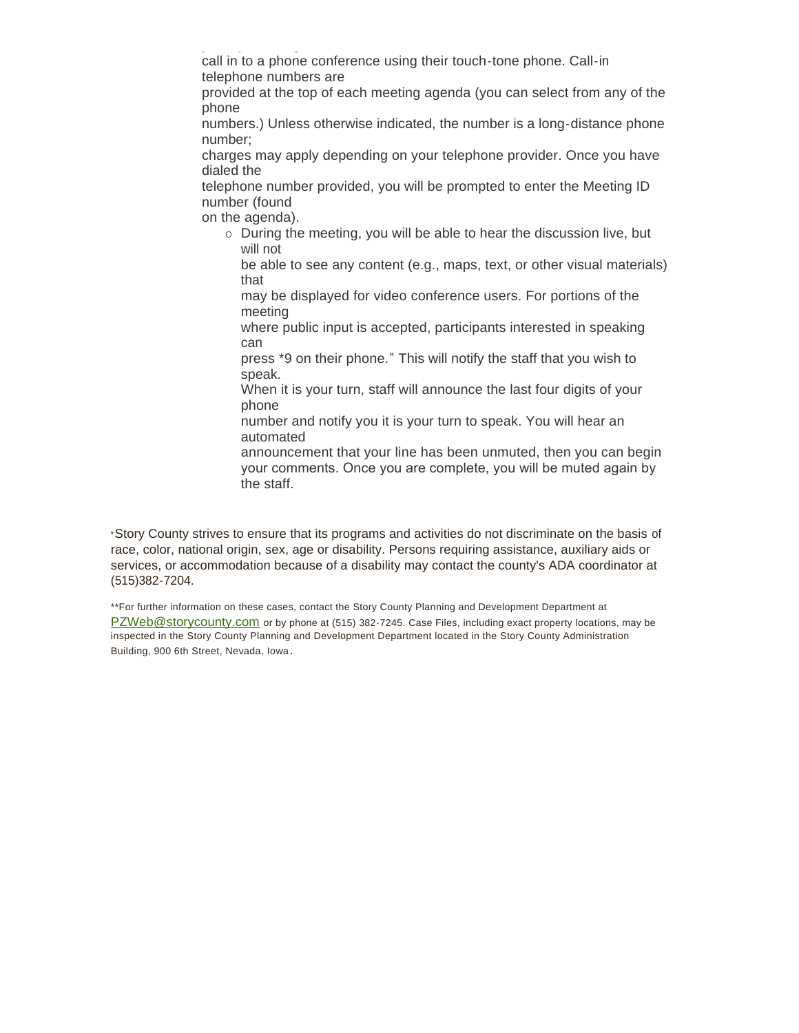call in to a phone conference using their touch-tone phone. Call-in telephone numbers are provided at the top of each meeting agenda (you can select from any of the phone numbers.) Unless otherwise indicated, the number is a long-distance phone number; charges may apply depending on your telephone provider. Once you have dialed the telephone number provided, you will be prompted to enter the Meeting ID number (found on the agenda).

- During the meeting, you will be able to hear the discussion live, but will not be able to see any content (e.g., maps, text, or other visual materials) that may be displayed for video conference users. For portions of the meeting where public input is accepted, participants interested in speaking can press *9 on their phone." This will notify the staff that you wish to speak. When it is your turn, staff will announce the last four digits of your phone number and notify you it is your turn to speak. You will hear an automated announcement that your line has been unmuted, then you can begin your comments. Once you are complete, you will be muted again by the staff.

*Story County strives to ensure that its programs and activities do not discriminate on the basis of race, color, national origin, sex, age or disability. Persons requiring assistance, auxiliary aids or services, or accommodation because of a disability may contact the county's ADA coordinator at (515)382-7204.

**For further information on these cases, contact the Story County Planning and Development Department at PZWeb@storycounty.com or by phone at (515) 382-7245. Case Files, including exact property locations, may be inspected in the Story County Planning and Development Department located in the Story County Administration Building, 900 6th Street, Nevada, Iowa.